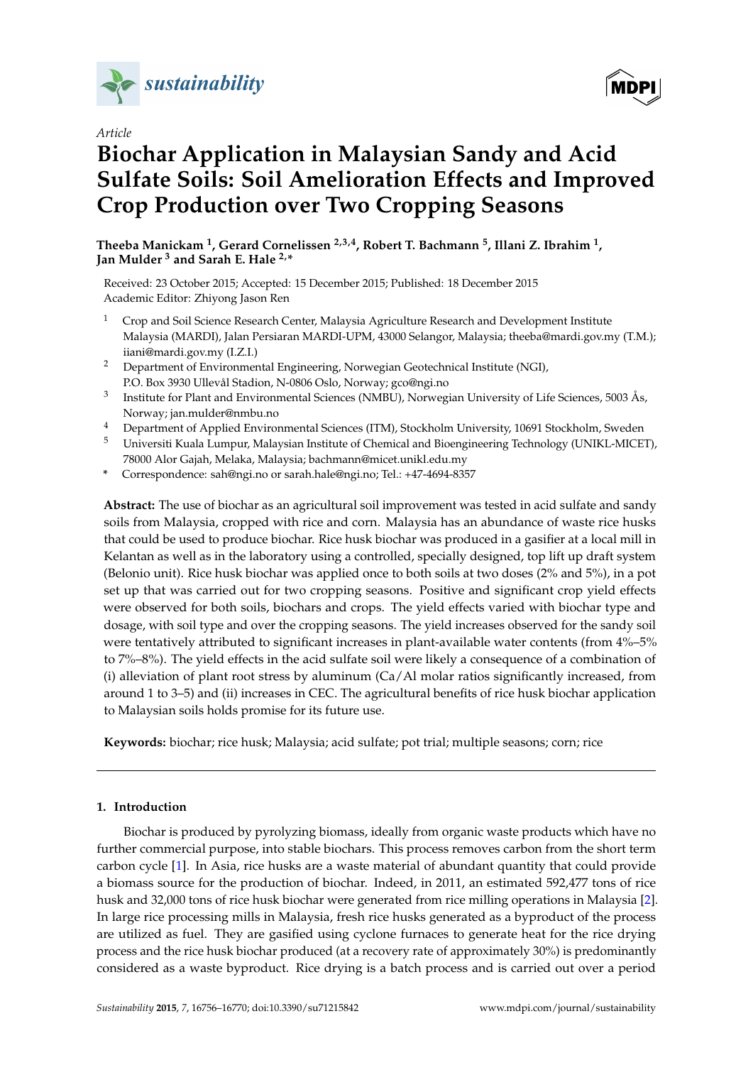*Article*

# Biochar Application in Malaysian Sandy and Acid Sulfate Soils: Soil Amelioration Effects and Improved Crop Production over Two Cropping Seasons

**Theeba Manickam [1], Gerard Cornelissen [2,3,4], Robert T. Bachmann [5], Illani Z. Ibrahim [1], Jan Mulder [3] and Sarah E. Hale [2,*]**

Received: 23 October 2015; Accepted: 15 December 2015; Published: 18 December 2015
Academic Editor: Zhiyong Jason Ren

1. Crop and Soil Science Research Center, Malaysia Agriculture Research and Development Institute Malaysia (MARDI), Jalan Persiaran MARDI-UPM, 43000 Selangor, Malaysia; theeba@mardi.gov.my (T.M.); iiani@mardi.gov.my (I.Z.I.)
2. Department of Environmental Engineering, Norwegian Geotechnical Institute (NGI), P.O. Box 3930 Ullevål Stadion, N-0806 Oslo, Norway; gco@ngi.no
3. Institute for Plant and Environmental Sciences (NMBU), Norwegian University of Life Sciences, 5003 Ås, Norway; jan.mulder@nmbu.no
4. Department of Applied Environmental Sciences (ITM), Stockholm University, 10691 Stockholm, Sweden
5. Universiti Kuala Lumpur, Malaysian Institute of Chemical and Bioengineering Technology (UNIKL-MICET), 78000 Alor Gajah, Melaka, Malaysia; bachmann@micet.unikl.edu.my

\* Correspondence: sah@ngi.no or sarah.hale@ngi.no; Tel.: +47-4694-8357

**Abstract:** The use of biochar as an agricultural soil improvement was tested in acid sulfate and sandy soils from Malaysia, cropped with rice and corn. Malaysia has an abundance of waste rice husks that could be used to produce biochar. Rice husk biochar was produced in a gasifier at a local mill in Kelantan as well as in the laboratory using a controlled, specially designed, top lift up draft system (Belonio unit). Rice husk biochar was applied once to both soils at two doses (2% and 5%), in a pot set up that was carried out for two cropping seasons. Positive and significant crop yield effects were observed for both soils, biochars and crops. The yield effects varied with biochar type and dosage, with soil type and over the cropping seasons. The yield increases observed for the sandy soil were tentatively attributed to significant increases in plant-available water contents (from 4%–5% to 7%–8%). The yield effects in the acid sulfate soil were likely a consequence of a combination of (i) alleviation of plant root stress by aluminum (Ca/Al molar ratios significantly increased, from around 1 to 3–5) and (ii) increases in CEC. The agricultural benefits of rice husk biochar application to Malaysian soils holds promise for its future use.

**Keywords:** biochar; rice husk; Malaysia; acid sulfate; pot trial; multiple seasons; corn; rice

## 1. Introduction

Biochar is produced by pyrolyzing biomass, ideally from organic waste products which have no further commercial purpose, into stable biochars. This process removes carbon from the short term carbon cycle [1]. In Asia, rice husks are a waste material of abundant quantity that could provide a biomass source for the production of biochar. Indeed, in 2011, an estimated 592,477 tons of rice husk and 32,000 tons of rice husk biochar were generated from rice milling operations in Malaysia [2]. In large rice processing mills in Malaysia, fresh rice husks generated as a byproduct of the process are utilized as fuel. They are gasified using cyclone furnaces to generate heat for the rice drying process and the rice husk biochar produced (at a recovery rate of approximately 30%) is predominantly considered as a waste byproduct. Rice drying is a batch process and is carried out over a period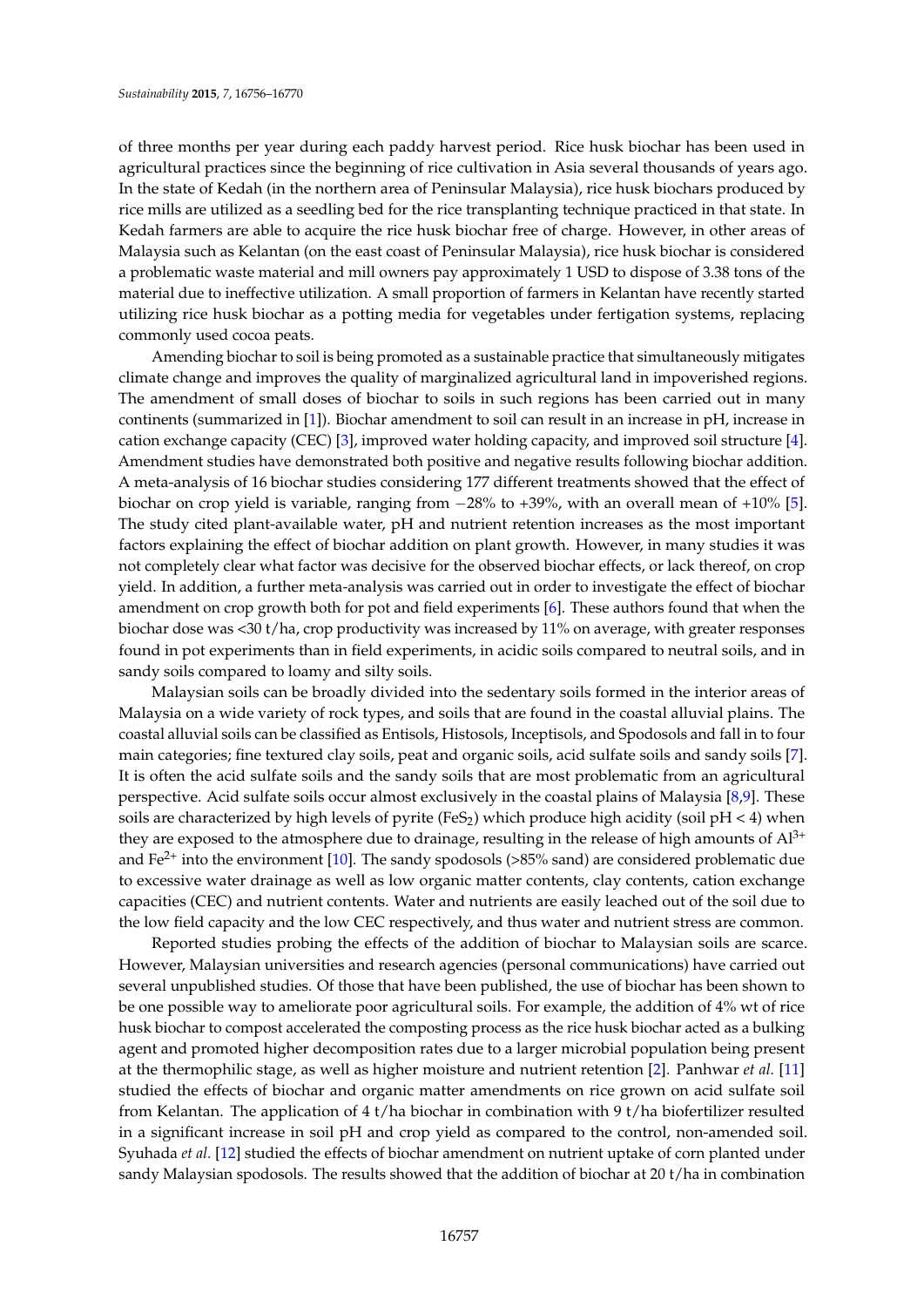of three months per year during each paddy harvest period. Rice husk biochar has been used in agricultural practices since the beginning of rice cultivation in Asia several thousands of years ago. In the state of Kedah (in the northern area of Peninsular Malaysia), rice husk biochars produced by rice mills are utilized as a seedling bed for the rice transplanting technique practiced in that state. In Kedah farmers are able to acquire the rice husk biochar free of charge. However, in other areas of Malaysia such as Kelantan (on the east coast of Peninsular Malaysia), rice husk biochar is considered a problematic waste material and mill owners pay approximately 1 USD to dispose of 3.38 tons of the material due to ineffective utilization. A small proportion of farmers in Kelantan have recently started utilizing rice husk biochar as a potting media for vegetables under fertigation systems, replacing commonly used cocoa peats.

Amending biochar to soil is being promoted as a sustainable practice that simultaneously mitigates climate change and improves the quality of marginalized agricultural land in impoverished regions. The amendment of small doses of biochar to soils in such regions has been carried out in many continents (summarized in [1]). Biochar amendment to soil can result in an increase in pH, increase in cation exchange capacity (CEC) [3], improved water holding capacity, and improved soil structure [4]. Amendment studies have demonstrated both positive and negative results following biochar addition. A meta-analysis of 16 biochar studies considering 177 different treatments showed that the effect of biochar on crop yield is variable, ranging from −28% to +39%, with an overall mean of +10% [5]. The study cited plant-available water, pH and nutrient retention increases as the most important factors explaining the effect of biochar addition on plant growth. However, in many studies it was not completely clear what factor was decisive for the observed biochar effects, or lack thereof, on crop yield. In addition, a further meta-analysis was carried out in order to investigate the effect of biochar amendment on crop growth both for pot and field experiments [6]. These authors found that when the biochar dose was <30 t/ha, crop productivity was increased by 11% on average, with greater responses found in pot experiments than in field experiments, in acidic soils compared to neutral soils, and in sandy soils compared to loamy and silty soils.

Malaysian soils can be broadly divided into the sedentary soils formed in the interior areas of Malaysia on a wide variety of rock types, and soils that are found in the coastal alluvial plains. The coastal alluvial soils can be classified as Entisols, Histosols, Inceptisols, and Spodosols and fall in to four main categories; fine textured clay soils, peat and organic soils, acid sulfate soils and sandy soils [7]. It is often the acid sulfate soils and the sandy soils that are most problematic from an agricultural perspective. Acid sulfate soils occur almost exclusively in the coastal plains of Malaysia [8,9]. These soils are characterized by high levels of pyrite ($FeS_2$) which produce high acidity (soil pH < 4) when they are exposed to the atmosphere due to drainage, resulting in the release of high amounts of $Al^{3+}$ and $Fe^{2+}$ into the environment [10]. The sandy spodosols (>85% sand) are considered problematic due to excessive water drainage as well as low organic matter contents, clay contents, cation exchange capacities (CEC) and nutrient contents. Water and nutrients are easily leached out of the soil due to the low field capacity and the low CEC respectively, and thus water and nutrient stress are common.

Reported studies probing the effects of the addition of biochar to Malaysian soils are scarce. However, Malaysian universities and research agencies (personal communications) have carried out several unpublished studies. Of those that have been published, the use of biochar has been shown to be one possible way to ameliorate poor agricultural soils. For example, the addition of 4% wt of rice husk biochar to compost accelerated the composting process as the rice husk biochar acted as a bulking agent and promoted higher decomposition rates due to a larger microbial population being present at the thermophilic stage, as well as higher moisture and nutrient retention [2]. Panhwar *et al.* [11] studied the effects of biochar and organic matter amendments on rice grown on acid sulfate soil from Kelantan. The application of 4 t/ha biochar in combination with 9 t/ha biofertilizer resulted in a significant increase in soil pH and crop yield as compared to the control, non-amended soil. Syuhada *et al.* [12] studied the effects of biochar amendment on nutrient uptake of corn planted under sandy Malaysian spodosols. The results showed that the addition of biochar at 20 t/ha in combination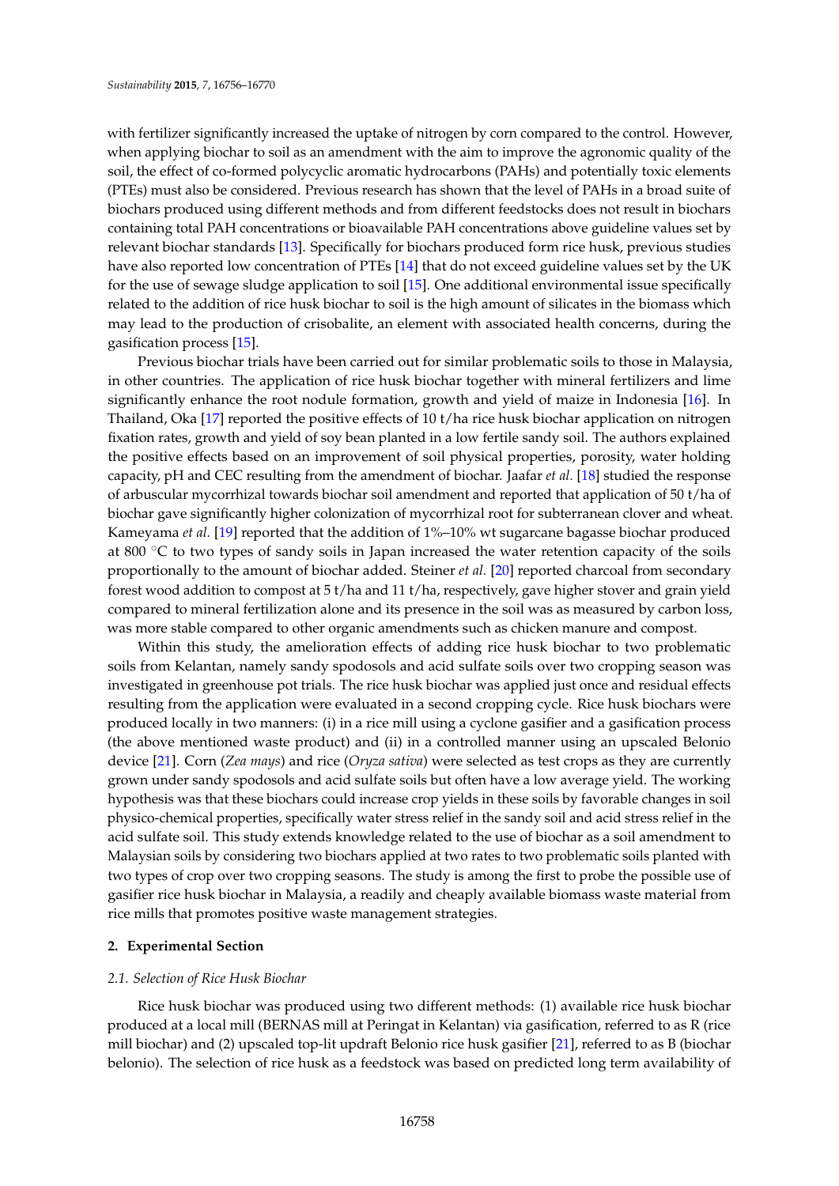with fertilizer significantly increased the uptake of nitrogen by corn compared to the control. However, when applying biochar to soil as an amendment with the aim to improve the agronomic quality of the soil, the effect of co-formed polycyclic aromatic hydrocarbons (PAHs) and potentially toxic elements (PTEs) must also be considered. Previous research has shown that the level of PAHs in a broad suite of biochars produced using different methods and from different feedstocks does not result in biochars containing total PAH concentrations or bioavailable PAH concentrations above guideline values set by relevant biochar standards [13]. Specifically for biochars produced form rice husk, previous studies have also reported low concentration of PTEs [14] that do not exceed guideline values set by the UK for the use of sewage sludge application to soil [15]. One additional environmental issue specifically related to the addition of rice husk biochar to soil is the high amount of silicates in the biomass which may lead to the production of crisobalite, an element with associated health concerns, during the gasification process [15].

Previous biochar trials have been carried out for similar problematic soils to those in Malaysia, in other countries. The application of rice husk biochar together with mineral fertilizers and lime significantly enhance the root nodule formation, growth and yield of maize in Indonesia [16]. In Thailand, Oka [17] reported the positive effects of 10 t/ha rice husk biochar application on nitrogen fixation rates, growth and yield of soy bean planted in a low fertile sandy soil. The authors explained the positive effects based on an improvement of soil physical properties, porosity, water holding capacity, pH and CEC resulting from the amendment of biochar. Jaafar *et al.* [18] studied the response of arbuscular mycorrhizal towards biochar soil amendment and reported that application of 50 t/ha of biochar gave significantly higher colonization of mycorrhizal root for subterranean clover and wheat. Kameyama *et al.* [19] reported that the addition of 1%–10% wt sugarcane bagasse biochar produced at 800 °C to two types of sandy soils in Japan increased the water retention capacity of the soils proportionally to the amount of biochar added. Steiner *et al.* [20] reported charcoal from secondary forest wood addition to compost at 5 t/ha and 11 t/ha, respectively, gave higher stover and grain yield compared to mineral fertilization alone and its presence in the soil was as measured by carbon loss, was more stable compared to other organic amendments such as chicken manure and compost.

Within this study, the amelioration effects of adding rice husk biochar to two problematic soils from Kelantan, namely sandy spodosols and acid sulfate soils over two cropping season was investigated in greenhouse pot trials. The rice husk biochar was applied just once and residual effects resulting from the application were evaluated in a second cropping cycle. Rice husk biochars were produced locally in two manners: (i) in a rice mill using a cyclone gasifier and a gasification process (the above mentioned waste product) and (ii) in a controlled manner using an upscaled Belonio device [21]. Corn (*Zea mays*) and rice (*Oryza sativa*) were selected as test crops as they are currently grown under sandy spodosols and acid sulfate soils but often have a low average yield. The working hypothesis was that these biochars could increase crop yields in these soils by favorable changes in soil physico-chemical properties, specifically water stress relief in the sandy soil and acid stress relief in the acid sulfate soil. This study extends knowledge related to the use of biochar as a soil amendment to Malaysian soils by considering two biochars applied at two rates to two problematic soils planted with two types of crop over two cropping seasons. The study is among the first to probe the possible use of gasifier rice husk biochar in Malaysia, a readily and cheaply available biomass waste material from rice mills that promotes positive waste management strategies.

## 2. Experimental Section

### 2.1. Selection of Rice Husk Biochar

Rice husk biochar was produced using two different methods: (1) available rice husk biochar produced at a local mill (BERNAS mill at Peringat in Kelantan) via gasification, referred to as R (rice mill biochar) and (2) upscaled top-lit updraft Belonio rice husk gasifier [21], referred to as B (biochar belonio). The selection of rice husk as a feedstock was based on predicted long term availability of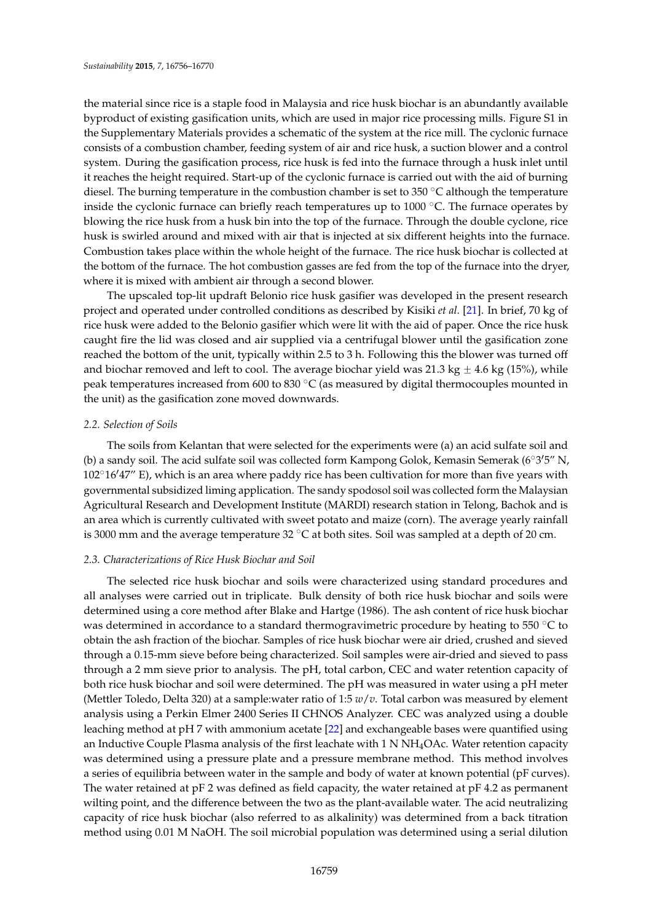the material since rice is a staple food in Malaysia and rice husk biochar is an abundantly available byproduct of existing gasification units, which are used in major rice processing mills. Figure S1 in the Supplementary Materials provides a schematic of the system at the rice mill. The cyclonic furnace consists of a combustion chamber, feeding system of air and rice husk, a suction blower and a control system. During the gasification process, rice husk is fed into the furnace through a husk inlet until it reaches the height required. Start-up of the cyclonic furnace is carried out with the aid of burning diesel. The burning temperature in the combustion chamber is set to 350 °C although the temperature inside the cyclonic furnace can briefly reach temperatures up to 1000 °C. The furnace operates by blowing the rice husk from a husk bin into the top of the furnace. Through the double cyclone, rice husk is swirled around and mixed with air that is injected at six different heights into the furnace. Combustion takes place within the whole height of the furnace. The rice husk biochar is collected at the bottom of the furnace. The hot combustion gasses are fed from the top of the furnace into the dryer, where it is mixed with ambient air through a second blower.

The upscaled top-lit updraft Belonio rice husk gasifier was developed in the present research project and operated under controlled conditions as described by Kisiki *et al.* [21]. In brief, 70 kg of rice husk were added to the Belonio gasifier which were lit with the aid of paper. Once the rice husk caught fire the lid was closed and air supplied via a centrifugal blower until the gasification zone reached the bottom of the unit, typically within 2.5 to 3 h. Following this the blower was turned off and biochar removed and left to cool. The average biochar yield was 21.3 kg $\pm$ 4.6 kg (15%), while peak temperatures increased from 600 to 830 °C (as measured by digital thermocouples mounted in the unit) as the gasification zone moved downwards.

### *2.2. Selection of Soils*

The soils from Kelantan that were selected for the experiments were (a) an acid sulfate soil and (b) a sandy soil. The acid sulfate soil was collected form Kampong Golok, Kemasin Semerak (6°3′5″ N, 102°16′47″ E), which is an area where paddy rice has been cultivation for more than five years with governmental subsidized liming application. The sandy spodosol soil was collected form the Malaysian Agricultural Research and Development Institute (MARDI) research station in Telong, Bachok and is an area which is currently cultivated with sweet potato and maize (corn). The average yearly rainfall is 3000 mm and the average temperature 32 °C at both sites. Soil was sampled at a depth of 20 cm.

### *2.3. Characterizations of Rice Husk Biochar and Soil*

The selected rice husk biochar and soils were characterized using standard procedures and all analyses were carried out in triplicate. Bulk density of both rice husk biochar and soils were determined using a core method after Blake and Hartge (1986). The ash content of rice husk biochar was determined in accordance to a standard thermogravimetric procedure by heating to 550 °C to obtain the ash fraction of the biochar. Samples of rice husk biochar were air dried, crushed and sieved through a 0.15-mm sieve before being characterized. Soil samples were air-dried and sieved to pass through a 2 mm sieve prior to analysis. The pH, total carbon, CEC and water retention capacity of both rice husk biochar and soil were determined. The pH was measured in water using a pH meter (Mettler Toledo, Delta 320) at a sample:water ratio of 1:5 $w/v$. Total carbon was measured by element analysis using a Perkin Elmer 2400 Series II CHNOS Analyzer. CEC was analyzed using a double leaching method at pH 7 with ammonium acetate [22] and exchangeable bases were quantified using an Inductive Couple Plasma analysis of the first leachate with 1 N $NH_4OAc$. Water retention capacity was determined using a pressure plate and a pressure membrane method. This method involves a series of equilibria between water in the sample and body of water at known potential (pF curves). The water retained at pF 2 was defined as field capacity, the water retained at pF 4.2 as permanent wilting point, and the difference between the two as the plant-available water. The acid neutralizing capacity of rice husk biochar (also referred to as alkalinity) was determined from a back titration method using 0.01 M NaOH. The soil microbial population was determined using a serial dilution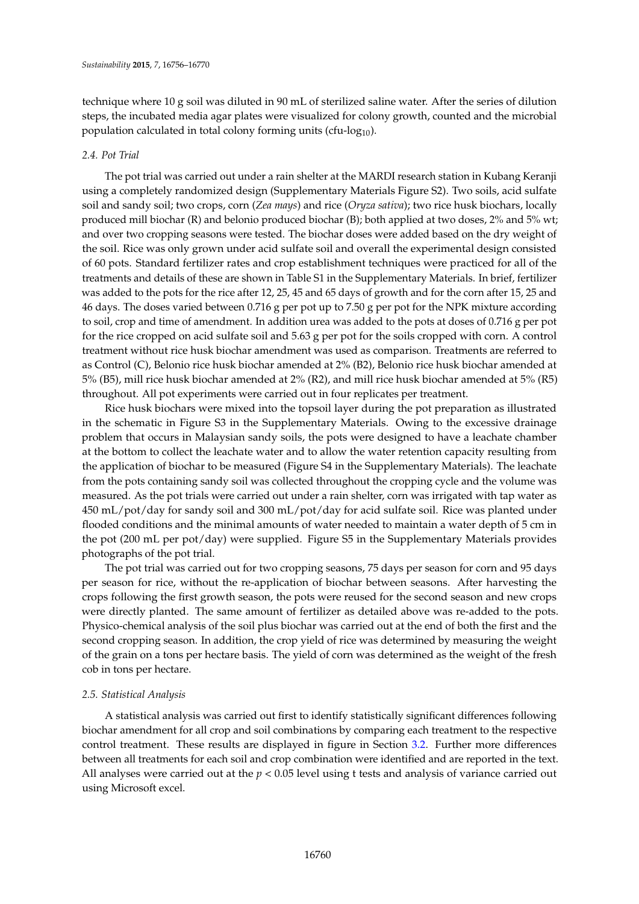technique where 10 g soil was diluted in 90 mL of sterilized saline water. After the series of dilution steps, the incubated media agar plates were visualized for colony growth, counted and the microbial population calculated in total colony forming units (cfu-$\log_{10}$).

### 2.4. Pot Trial

The pot trial was carried out under a rain shelter at the MARDI research station in Kubang Keranji using a completely randomized design (Supplementary Materials Figure S2). Two soils, acid sulfate soil and sandy soil; two crops, corn (*Zea mays*) and rice (*Oryza sativa*); two rice husk biochars, locally produced mill biochar (R) and belonio produced biochar (B); both applied at two doses, 2% and 5% wt; and over two cropping seasons were tested. The biochar doses were added based on the dry weight of the soil. Rice was only grown under acid sulfate soil and overall the experimental design consisted of 60 pots. Standard fertilizer rates and crop establishment techniques were practiced for all of the treatments and details of these are shown in Table S1 in the Supplementary Materials. In brief, fertilizer was added to the pots for the rice after 12, 25, 45 and 65 days of growth and for the corn after 15, 25 and 46 days. The doses varied between 0.716 g per pot up to 7.50 g per pot for the NPK mixture according to soil, crop and time of amendment. In addition urea was added to the pots at doses of 0.716 g per pot for the rice cropped on acid sulfate soil and 5.63 g per pot for the soils cropped with corn. A control treatment without rice husk biochar amendment was used as comparison. Treatments are referred to as Control (C), Belonio rice husk biochar amended at 2% (B2), Belonio rice husk biochar amended at 5% (B5), mill rice husk biochar amended at 2% (R2), and mill rice husk biochar amended at 5% (R5) throughout. All pot experiments were carried out in four replicates per treatment.

Rice husk biochars were mixed into the topsoil layer during the pot preparation as illustrated in the schematic in Figure S3 in the Supplementary Materials. Owing to the excessive drainage problem that occurs in Malaysian sandy soils, the pots were designed to have a leachate chamber at the bottom to collect the leachate water and to allow the water retention capacity resulting from the application of biochar to be measured (Figure S4 in the Supplementary Materials). The leachate from the pots containing sandy soil was collected throughout the cropping cycle and the volume was measured. As the pot trials were carried out under a rain shelter, corn was irrigated with tap water as 450 mL/pot/day for sandy soil and 300 mL/pot/day for acid sulfate soil. Rice was planted under flooded conditions and the minimal amounts of water needed to maintain a water depth of 5 cm in the pot (200 mL per pot/day) were supplied. Figure S5 in the Supplementary Materials provides photographs of the pot trial.

The pot trial was carried out for two cropping seasons, 75 days per season for corn and 95 days per season for rice, without the re-application of biochar between seasons. After harvesting the crops following the first growth season, the pots were reused for the second season and new crops were directly planted. The same amount of fertilizer as detailed above was re-added to the pots. Physico-chemical analysis of the soil plus biochar was carried out at the end of both the first and the second cropping season. In addition, the crop yield of rice was determined by measuring the weight of the grain on a tons per hectare basis. The yield of corn was determined as the weight of the fresh cob in tons per hectare.

### 2.5. Statistical Analysis

A statistical analysis was carried out first to identify statistically significant differences following biochar amendment for all crop and soil combinations by comparing each treatment to the respective control treatment. These results are displayed in figure in Section 3.2. Further more differences between all treatments for each soil and crop combination were identified and are reported in the text. All analyses were carried out at the $p < 0.05$ level using t tests and analysis of variance carried out using Microsoft excel.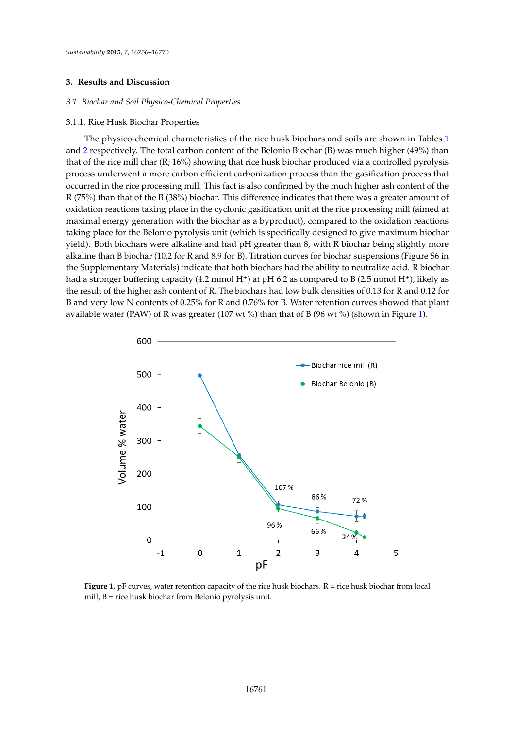## 3. Results and Discussion

### 3.1. Biochar and Soil Physico-Chemical Properties

#### 3.1.1. Rice Husk Biochar Properties

The physico-chemical characteristics of the rice husk biochars and soils are shown in Tables 1 and 2 respectively. The total carbon content of the Belonio Biochar (B) was much higher (49%) than that of the rice mill char (R; 16%) showing that rice husk biochar produced via a controlled pyrolysis process underwent a more carbon efficient carbonization process than the gasification process that occurred in the rice processing mill. This fact is also confirmed by the much higher ash content of the R (75%) than that of the B (38%) biochar. This difference indicates that there was a greater amount of oxidation reactions taking place in the cyclonic gasification unit at the rice processing mill (aimed at maximal energy generation with the biochar as a byproduct), compared to the oxidation reactions taking place for the Belonio pyrolysis unit (which is specifically designed to give maximum biochar yield). Both biochars were alkaline and had pH greater than 8, with R biochar being slightly more alkaline than B biochar (10.2 for R and 8.9 for B). Titration curves for biochar suspensions (Figure S6 in the Supplementary Materials) indicate that both biochars had the ability to neutralize acid. R biochar had a stronger buffering capacity (4.2 mmol $H^+$) at pH 6.2 as compared to B (2.5 mmol $H^+$), likely as the result of the higher ash content of R. The biochars had low bulk densities of 0.13 for R and 0.12 for B and very low N contents of 0.25% for R and 0.76% for B. Water retention curves showed that plant available water (PAW) of R was greater (107 wt %) than that of B (96 wt %) (shown in Figure 1).

**Figure 1.** pF curves, water retention capacity of the rice husk biochars. R = rice husk biochar from local mill, B = rice husk biochar from Belonio pyrolysis unit.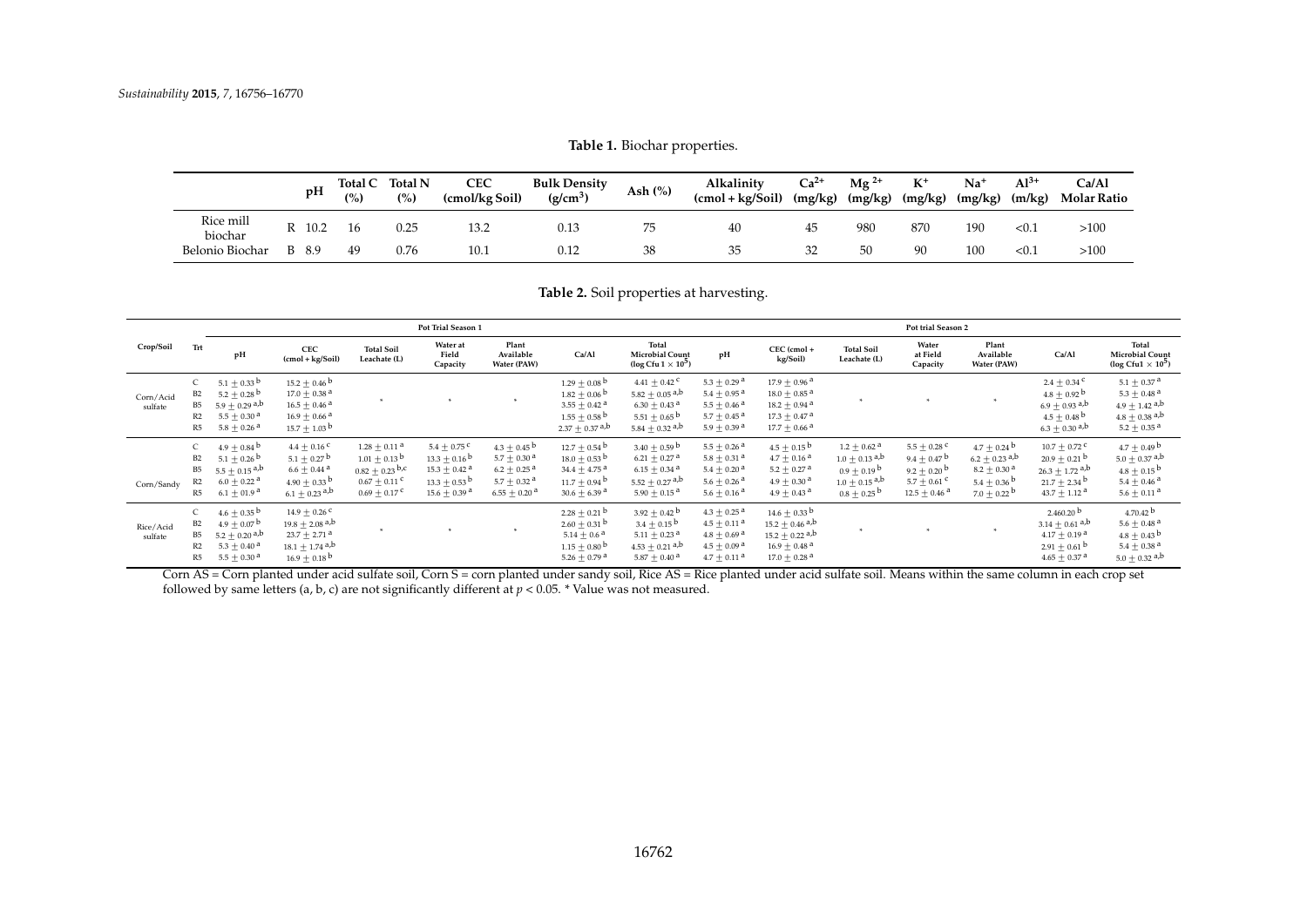**Table 1.** Biochar properties.

| | pH | Total C (%) | Total N (%) | CEC (cmol/kg Soil) | Bulk Density ($g/cm^3$) | Ash (%) | Alkalinity (cmol + kg/Soil) | $Ca^{2+}$ (mg/kg) | $Mg^{2+}$ (mg/kg) | $K^+$ (mg/kg) | $Na^+$ (mg/kg) | $Al^{3+}$ (m/kg) | Ca/Al Molar Ratio |
|---|---|---|---|---|---|---|---|---|---|---|---|---|---|
| Rice mill biochar | R 10.2 | 16 | 0.25 | 13.2 | 0.13 | 75 | 40 | 45 | 980 | 870 | 190 | <0.1 | >100 |
| Belonio Biochar | B 8.9 | 49 | 0.76 | 10.1 | 0.12 | 38 | 35 | 32 | 50 | 90 | 100 | <0.1 | >100 |

**Table 2.** Soil properties at harvesting.

| | | Pot Trial Season 1 | | | | | | | Pot trial Season 2 | | | | | | |
|---|---|---|---|---|---|---|---|---|---|---|---|---|---|---|---|
| Crop/Soil | Trt | pH | CEC (cmol + kg/Soil) | Total Soil Leachate (L) | Water at Field Capacity | Plant Available Water (PAW) | Ca/Al | Total Microbial Count (log Cfu 1 × $10^5$) | pH | CEC (cmol + kg/Soil) | Total Soil Leachate (L) | Water at Field Capacity | Plant Available Water (PAW) | Ca/Al | Total Microbial Count (log Cfu1 × $10^5$) |
| Corn/Acid sulfate | C | 5.1 ± 0.33 $^b$ | 15.2 ± 0.46 $^b$ | * | * | * | 1.29 ± 0.08 $^b$ | 4.41 ± 0.42 $^c$ | 5.3 ± 0.29 $^a$ | 17.9 ± 0.96 $^a$ | * | * | * | 2.4 ± 0.34 $^c$ | 5.1 ± 0.37 $^a$ |
| | B2 | 5.2 ± 0.28 $^b$ | 17.0 ± 0.38 $^a$ | | | | 1.82 ± 0.06 $^b$ | 5.82 ± 0.05 $^{a,b}$ | 5.4 ± 0.95 $^a$ | 18.0 ± 0.85 $^a$ | | | | 4.8 ± 0.92 $^b$ | 5.3 ± 0.48 $^a$ |
| | B5 | 5.9 ± 0.29 $^{a,b}$ | 16.5 ± 0.46 $^a$ | | | | 3.55 ± 0.42 $^a$ | 6.30 ± 0.43 $^a$ | 5.5 ± 0.46 $^a$ | 18.2 ± 0.94 $^a$ | | | | 6.9 ± 0.93 $^{a,b}$ | 4.9 ± 1.42 $^{a,b}$ |
| | R2 | 5.5 ± 0.30 $^a$ | 16.9 ± 0.66 $^a$ | | | | 1.55 ± 0.58 $^b$ | 5.51 ± 0.65 $^b$ | 5.7 ± 0.45 $^a$ | 17.3 ± 0.47 $^a$ | | | | 4.5 ± 0.48 $^b$ | 4.8 ± 0.38 $^{a,b}$ |
| | R5 | 5.8 ± 0.26 $^a$ | 15.7 ± 1.03 $^b$ | | | | 2.37 ± 0.37 $^{a,b}$ | 5.84 ± 0.32 $^{a,b}$ | 5.9 ± 0.39 $^a$ | 17.7 ± 0.66 $^a$ | | | | 6.3 ± 0.30 $^{a,b}$ | 5.2 ± 0.35 $^a$ |
| Corn/Sandy | C | 4.9 ± 0.84 $^b$ | 4.4 ± 0.16 $^c$ | 1.28 ± 0.11 $^a$ | 5.4 ± 0.75 $^c$ | 4.3 ± 0.45 $^b$ | 12.7 ± 0.54 $^b$ | 3.40 ± 0.59 $^b$ | 5.5 ± 0.26 $^a$ | 4.5 ± 0.15 $^b$ | 1.2 ± 0.62 $^a$ | 5.5 ± 0.28 $^c$ | 4.7 ± 0.24 $^b$ | 10.7 ± 0.72 $^c$ | 4.7 ± 0.49 $^b$ |
| | B2 | 5.1 ± 0.26 $^b$ | 5.1 ± 0.27 $^b$ | 1.01 ± 0.13 $^b$ | 13.3 ± 0.16 $^b$ | 5.7 ± 0.30 $^a$ | 18.0 ± 0.53 $^b$ | 6.21 ± 0.27 $^a$ | 5.8 ± 0.31 $^a$ | 4.7 ± 0.16 $^a$ | 1.0 ± 0.13 $^{a,b}$ | 9.4 ± 0.47 $^b$ | 6.2 ± 0.23 $^{a,b}$ | 20.9 ± 0.21 $^b$ | 5.0 ± 0.37 $^{a,b}$ |
| | B5 | 5.5 ± 0.15 $^{a,b}$ | 6.6 ± 0.44 $^a$ | 0.82 ± 0.23 $^{b,c}$ | 15.3 ± 0.42 $^a$ | 6.2 ± 0.25 $^a$ | 34.4 ± 4.75 $^a$ | 6.15 ± 0.34 $^a$ | 5.4 ± 0.20 $^a$ | 5.2 ± 0.27 $^a$ | 0.9 ± 0.19 $^b$ | 9.2 ± 0.20 $^b$ | 8.2 ± 0.30 $^a$ | 26.3 ± 1.72 $^{a,b}$ | 4.8 ± 0.15 $^b$ |
| | R2 | 6.0 ± 0.22 $^a$ | 4.90 ± 0.33 $^b$ | 0.67 ± 0.11 $^c$ | 13.3 ± 0.53 $^b$ | 5.7 ± 0.32 $^a$ | 11.7 ± 0.94 $^b$ | 5.52 ± 0.27 $^{a,b}$ | 5.6 ± 0.26 $^a$ | 4.9 ± 0.30 $^a$ | 1.0 ± 0.15 $^{a,b}$ | 5.7 ± 0.61 $^c$ | 5.4 ± 0.36 $^b$ | 21.7 ± 2.34 $^b$ | 5.4 ± 0.46 $^a$ |
| | R5 | 6.1 ± 01.9 $^a$ | 6.1 ± 0.23 $^{a,b}$ | 0.69 ± 0.17 $^c$ | 15.6 ± 0.39 $^a$ | 6.55 ± 0.20 $^a$ | 30.6 ± 6.39 $^a$ | 5.90 ± 0.15 $^a$ | 5.6 ± 0.16 $^a$ | 4.9 ± 0.43 $^a$ | 0.8 ± 0.25 $^b$ | 12.5 ± 0.46 $^a$ | 7.0 ± 0.22 $^b$ | 43.7 ± 1.12 $^a$ | 5.6 ± 0.11 $^a$ |
| Rice/Acid sulfate | C | 4.6 ± 0.35 $^b$ | 14.9 ± 0.26 $^c$ | * | * | * | 2.28 ± 0.21 $^b$ | 3.92 ± 0.42 $^b$ | 4.3 ± 0.25 $^a$ | 14.6 ± 0.33 $^b$ | * | * | * | 2.460.20 $^b$ | 4.70.42 $^b$ |
| | B2 | 4.9 ± 0.07 $^b$ | 19.8 ± 2.08 $^{a,b}$ | | | | 2.60 ± 0.31 $^b$ | 3.4 ± 0.15 $^b$ | 4.5 ± 0.11 $^a$ | 15.2 ± 0.46 $^{a,b}$ | | | | 3.14 ± 0.61 $^{a,b}$ | 5.6 ± 0.48 $^a$ |
| | B5 | 5.2 ± 0.20 $^{a,b}$ | 23.7 ± 2.71 $^a$ | | | | 5.14 ± 0.6 $^a$ | 5.11 ± 0.23 $^a$ | 4.8 ± 0.69 $^a$ | 15.2 ± 0.22 $^{a,b}$ | | | | 4.17 ± 0.19 $^a$ | 4.8 ± 0.43 $^b$ |
| | R2 | 5.3 ± 0.40 $^a$ | 18.1 ± 1.74 $^{a,b}$ | | | | 1.15 ± 0.80 $^b$ | 4.53 ± 0.21 $^{a,b}$ | 4.5 ± 0.09 $^a$ | 16.9 ± 0.48 $^a$ | | | | 2.91 ± 0.61 $^b$ | 5.4 ± 0.38 $^a$ |
| | R5 | 5.5 ± 0.30 $^a$ | 16.9 ± 0.18 $^b$ | | | | 5.26 ± 0.79 $^a$ | 5.87 ± 0.40 $^a$ | 4.7 ± 0.11 $^a$ | 17.0 ± 0.28 $^a$ | | | | 4.65 ± 0.37 $^a$ | 5.0 ± 0.32 $^{a,b}$ |

Corn AS = Corn planted under acid sulfate soil, Corn S = corn planted under sandy soil, Rice AS = Rice planted under acid sulfate soil. Means within the same column in each crop set followed by same letters (a, b, c) are not significantly different at $p < 0.05$. * Value was not measured.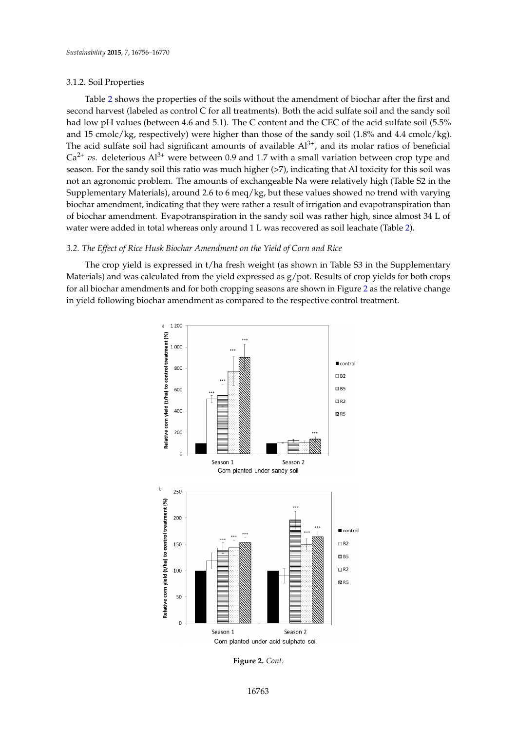### 3.1.2. Soil Properties

Table 2 shows the properties of the soils without the amendment of biochar after the first and second harvest (labeled as control C for all treatments). Both the acid sulfate soil and the sandy soil had low pH values (between 4.6 and 5.1). The C content and the CEC of the acid sulfate soil (5.5% and 15 cmolc/kg, respectively) were higher than those of the sandy soil (1.8% and 4.4 cmolc/kg). The acid sulfate soil had significant amounts of available $Al^{3+}$, and its molar ratios of beneficial $Ca^{2+}$ *vs.* deleterious $Al^{3+}$ were between 0.9 and 1.7 with a small variation between crop type and season. For the sandy soil this ratio was much higher (>7), indicating that Al toxicity for this soil was not an agronomic problem. The amounts of exchangeable Na were relatively high (Table S2 in the Supplementary Materials), around 2.6 to 6 meq/kg, but these values showed no trend with varying biochar amendment, indicating that they were rather a result of irrigation and evapotranspiration than of biochar amendment. Evapotranspiration in the sandy soil was rather high, since almost 34 L of water were added in total whereas only around 1 L was recovered as soil leachate (Table 2).

## 3.2. The Effect of Rice Husk Biochar Amendment on the Yield of Corn and Rice

The crop yield is expressed in t/ha fresh weight (as shown in Table S3 in the Supplementary Materials) and was calculated from the yield expressed as g/pot. Results of crop yields for both crops for all biochar amendments and for both cropping seasons are shown in Figure 2 as the relative change in yield following biochar amendment as compared to the respective control treatment.

**Figure 2.** *Cont.*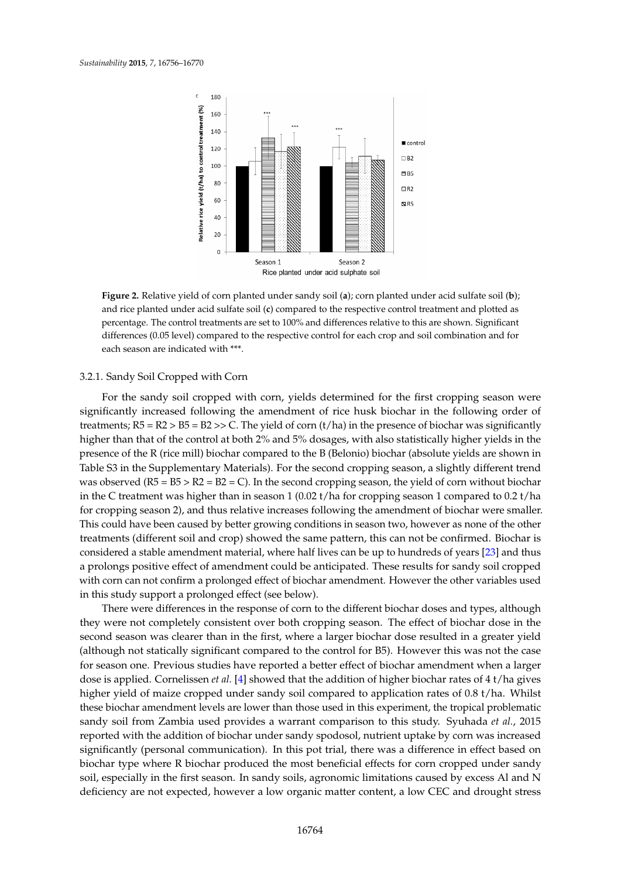**Figure 2.** Relative yield of corn planted under sandy soil (**a**); corn planted under acid sulfate soil (**b**); and rice planted under acid sulfate soil (**c**) compared to the respective control treatment and plotted as percentage. The control treatments are set to 100% and differences relative to this are shown. Significant differences (0.05 level) compared to the respective control for each crop and soil combination and for each season are indicated with ***.

#### 3.2.1. Sandy Soil Cropped with Corn

For the sandy soil cropped with corn, yields determined for the first cropping season were significantly increased following the amendment of rice husk biochar in the following order of treatments; R5 = R2 > B5 = B2 >> C. The yield of corn (t/ha) in the presence of biochar was significantly higher than that of the control at both 2% and 5% dosages, with also statistically higher yields in the presence of the R (rice mill) biochar compared to the B (Belonio) biochar (absolute yields are shown in Table S3 in the Supplementary Materials). For the second cropping season, a slightly different trend was observed (R5 = B5 > R2 = B2 = C). In the second cropping season, the yield of corn without biochar in the C treatment was higher than in season 1 (0.02 t/ha for cropping season 1 compared to 0.2 t/ha for cropping season 2), and thus relative increases following the amendment of biochar were smaller. This could have been caused by better growing conditions in season two, however as none of the other treatments (different soil and crop) showed the same pattern, this can not be confirmed. Biochar is considered a stable amendment material, where half lives can be up to hundreds of years [23] and thus a prolongs positive effect of amendment could be anticipated. These results for sandy soil cropped with corn can not confirm a prolonged effect of biochar amendment. However the other variables used in this study support a prolonged effect (see below).

There were differences in the response of corn to the different biochar doses and types, although they were not completely consistent over both cropping season. The effect of biochar dose in the second season was clearer than in the first, where a larger biochar dose resulted in a greater yield (although not statically significant compared to the control for B5). However this was not the case for season one. Previous studies have reported a better effect of biochar amendment when a larger dose is applied. Cornelissen *et al.* [4] showed that the addition of higher biochar rates of 4 t/ha gives higher yield of maize cropped under sandy soil compared to application rates of 0.8 t/ha. Whilst these biochar amendment levels are lower than those used in this experiment, the tropical problematic sandy soil from Zambia used provides a warrant comparison to this study. Syuhada *et al.*, 2015 reported with the addition of biochar under sandy spodosol, nutrient uptake by corn was increased significantly (personal communication). In this pot trial, there was a difference in effect based on biochar type where R biochar produced the most beneficial effects for corn cropped under sandy soil, especially in the first season. In sandy soils, agronomic limitations caused by excess Al and N deficiency are not expected, however a low organic matter content, a low CEC and drought stress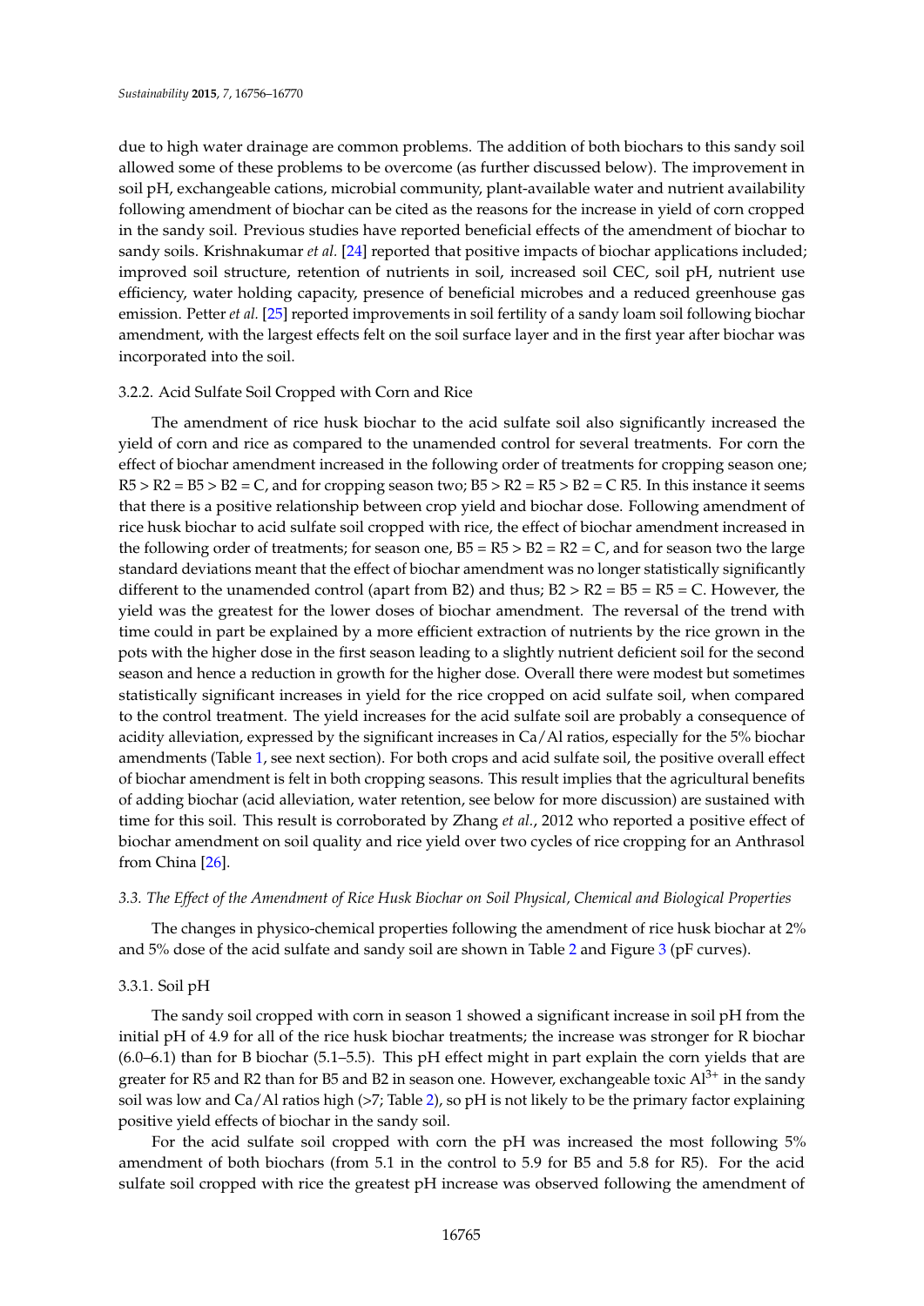due to high water drainage are common problems. The addition of both biochars to this sandy soil allowed some of these problems to be overcome (as further discussed below). The improvement in soil pH, exchangeable cations, microbial community, plant-available water and nutrient availability following amendment of biochar can be cited as the reasons for the increase in yield of corn cropped in the sandy soil. Previous studies have reported beneficial effects of the amendment of biochar to sandy soils. Krishnakumar *et al.* [24] reported that positive impacts of biochar applications included; improved soil structure, retention of nutrients in soil, increased soil CEC, soil pH, nutrient use efficiency, water holding capacity, presence of beneficial microbes and a reduced greenhouse gas emission. Petter *et al.* [25] reported improvements in soil fertility of a sandy loam soil following biochar amendment, with the largest effects felt on the soil surface layer and in the first year after biochar was incorporated into the soil.

#### 3.2.2. Acid Sulfate Soil Cropped with Corn and Rice

The amendment of rice husk biochar to the acid sulfate soil also significantly increased the yield of corn and rice as compared to the unamended control for several treatments. For corn the effect of biochar amendment increased in the following order of treatments for cropping season one; R5 > R2 = B5 > B2 = C, and for cropping season two; B5 > R2 = R5 > B2 = C R5. In this instance it seems that there is a positive relationship between crop yield and biochar dose. Following amendment of rice husk biochar to acid sulfate soil cropped with rice, the effect of biochar amendment increased in the following order of treatments; for season one, B5 = R5 > B2 = R2 = C, and for season two the large standard deviations meant that the effect of biochar amendment was no longer statistically significantly different to the unamended control (apart from B2) and thus; B2 > R2 = B5 = R5 = C. However, the yield was the greatest for the lower doses of biochar amendment. The reversal of the trend with time could in part be explained by a more efficient extraction of nutrients by the rice grown in the pots with the higher dose in the first season leading to a slightly nutrient deficient soil for the second season and hence a reduction in growth for the higher dose. Overall there were modest but sometimes statistically significant increases in yield for the rice cropped on acid sulfate soil, when compared to the control treatment. The yield increases for the acid sulfate soil are probably a consequence of acidity alleviation, expressed by the significant increases in Ca/Al ratios, especially for the 5% biochar amendments (Table 1, see next section). For both crops and acid sulfate soil, the positive overall effect of biochar amendment is felt in both cropping seasons. This result implies that the agricultural benefits of adding biochar (acid alleviation, water retention, see below for more discussion) are sustained with time for this soil. This result is corroborated by Zhang *et al.*, 2012 who reported a positive effect of biochar amendment on soil quality and rice yield over two cycles of rice cropping for an Anthrasol from China [26].

### *3.3. The Effect of the Amendment of Rice Husk Biochar on Soil Physical, Chemical and Biological Properties*

The changes in physico-chemical properties following the amendment of rice husk biochar at 2% and 5% dose of the acid sulfate and sandy soil are shown in Table 2 and Figure 3 (pF curves).

#### 3.3.1. Soil pH

The sandy soil cropped with corn in season 1 showed a significant increase in soil pH from the initial pH of 4.9 for all of the rice husk biochar treatments; the increase was stronger for R biochar (6.0–6.1) than for B biochar (5.1–5.5). This pH effect might in part explain the corn yields that are greater for R5 and R2 than for B5 and B2 in season one. However, exchangeable toxic $Al^{3+}$ in the sandy soil was low and Ca/Al ratios high (>7; Table 2), so pH is not likely to be the primary factor explaining positive yield effects of biochar in the sandy soil.

For the acid sulfate soil cropped with corn the pH was increased the most following 5% amendment of both biochars (from 5.1 in the control to 5.9 for B5 and 5.8 for R5). For the acid sulfate soil cropped with rice the greatest pH increase was observed following the amendment of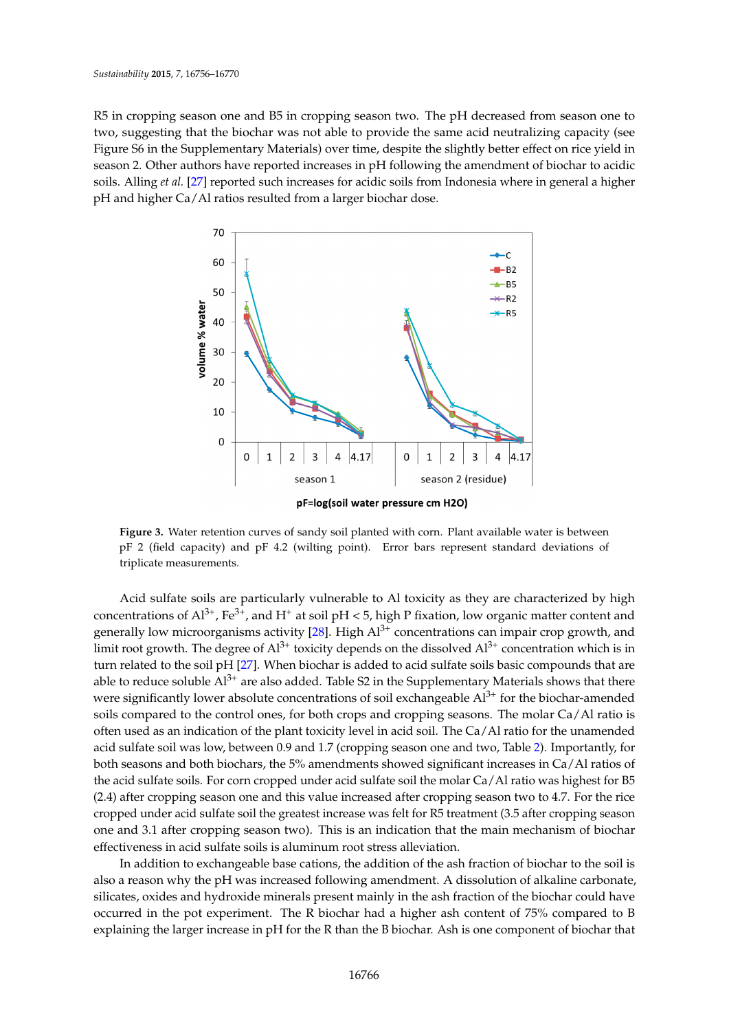R5 in cropping season one and B5 in cropping season two. The pH decreased from season one to two, suggesting that the biochar was not able to provide the same acid neutralizing capacity (see Figure S6 in the Supplementary Materials) over time, despite the slightly better effect on rice yield in season 2. Other authors have reported increases in pH following the amendment of biochar to acidic soils. Alling *et al.* [27] reported such increases for acidic soils from Indonesia where in general a higher pH and higher Ca/Al ratios resulted from a larger biochar dose.

**Figure 3.** Water retention curves of sandy soil planted with corn. Plant available water is between pF 2 (field capacity) and pF 4.2 (wilting point). Error bars represent standard deviations of triplicate measurements.

Acid sulfate soils are particularly vulnerable to Al toxicity as they are characterized by high concentrations of $Al^{3+}$, $Fe^{3+}$, and $H^{+}$ at soil pH < 5, high P fixation, low organic matter content and generally low microorganisms activity [28]. High $Al^{3+}$ concentrations can impair crop growth, and limit root growth. The degree of $Al^{3+}$ toxicity depends on the dissolved $Al^{3+}$ concentration which is in turn related to the soil pH [27]. When biochar is added to acid sulfate soils basic compounds that are able to reduce soluble $Al^{3+}$ are also added. Table S2 in the Supplementary Materials shows that there were significantly lower absolute concentrations of soil exchangeable $Al^{3+}$ for the biochar-amended soils compared to the control ones, for both crops and cropping seasons. The molar Ca/Al ratio is often used as an indication of the plant toxicity level in acid soil. The Ca/Al ratio for the unamended acid sulfate soil was low, between 0.9 and 1.7 (cropping season one and two, Table 2). Importantly, for both seasons and both biochars, the 5% amendments showed significant increases in Ca/Al ratios of the acid sulfate soils. For corn cropped under acid sulfate soil the molar Ca/Al ratio was highest for B5 (2.4) after cropping season one and this value increased after cropping season two to 4.7. For the rice cropped under acid sulfate soil the greatest increase was felt for R5 treatment (3.5 after cropping season one and 3.1 after cropping season two). This is an indication that the main mechanism of biochar effectiveness in acid sulfate soils is aluminum root stress alleviation.

In addition to exchangeable base cations, the addition of the ash fraction of biochar to the soil is also a reason why the pH was increased following amendment. A dissolution of alkaline carbonate, silicates, oxides and hydroxide minerals present mainly in the ash fraction of the biochar could have occurred in the pot experiment. The R biochar had a higher ash content of 75% compared to B explaining the larger increase in pH for the R than the B biochar. Ash is one component of biochar that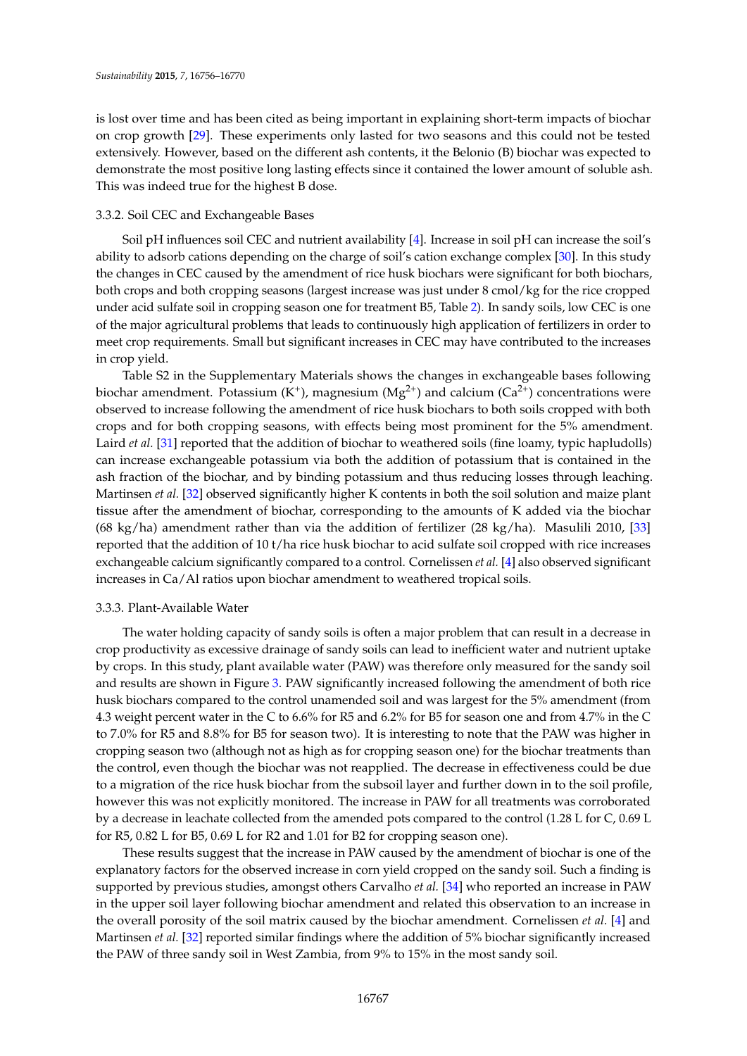is lost over time and has been cited as being important in explaining short-term impacts of biochar on crop growth [29]. These experiments only lasted for two seasons and this could not be tested extensively. However, based on the different ash contents, it the Belonio (B) biochar was expected to demonstrate the most positive long lasting effects since it contained the lower amount of soluble ash. This was indeed true for the highest B dose.

### 3.3.2. Soil CEC and Exchangeable Bases

Soil pH influences soil CEC and nutrient availability [4]. Increase in soil pH can increase the soil's ability to adsorb cations depending on the charge of soil's cation exchange complex [30]. In this study the changes in CEC caused by the amendment of rice husk biochars were significant for both biochars, both crops and both cropping seasons (largest increase was just under 8 cmol/kg for the rice cropped under acid sulfate soil in cropping season one for treatment B5, Table 2). In sandy soils, low CEC is one of the major agricultural problems that leads to continuously high application of fertilizers in order to meet crop requirements. Small but significant increases in CEC may have contributed to the increases in crop yield.

Table S2 in the Supplementary Materials shows the changes in exchangeable bases following biochar amendment. Potassium ($K^{+}$), magnesium ($Mg^{2+}$) and calcium ($Ca^{2+}$) concentrations were observed to increase following the amendment of rice husk biochars to both soils cropped with both crops and for both cropping seasons, with effects being most prominent for the 5% amendment. Laird *et al.* [31] reported that the addition of biochar to weathered soils (fine loamy, typic hapludolls) can increase exchangeable potassium via both the addition of potassium that is contained in the ash fraction of the biochar, and by binding potassium and thus reducing losses through leaching. Martinsen *et al.* [32] observed significantly higher K contents in both the soil solution and maize plant tissue after the amendment of biochar, corresponding to the amounts of K added via the biochar (68 kg/ha) amendment rather than via the addition of fertilizer (28 kg/ha). Masulili 2010, [33] reported that the addition of 10 t/ha rice husk biochar to acid sulfate soil cropped with rice increases exchangeable calcium significantly compared to a control. Cornelissen *et al.* [4] also observed significant increases in Ca/Al ratios upon biochar amendment to weathered tropical soils.

### 3.3.3. Plant-Available Water

The water holding capacity of sandy soils is often a major problem that can result in a decrease in crop productivity as excessive drainage of sandy soils can lead to inefficient water and nutrient uptake by crops. In this study, plant available water (PAW) was therefore only measured for the sandy soil and results are shown in Figure 3. PAW significantly increased following the amendment of both rice husk biochars compared to the control unamended soil and was largest for the 5% amendment (from 4.3 weight percent water in the C to 6.6% for R5 and 6.2% for B5 for season one and from 4.7% in the C to 7.0% for R5 and 8.8% for B5 for season two). It is interesting to note that the PAW was higher in cropping season two (although not as high as for cropping season one) for the biochar treatments than the control, even though the biochar was not reapplied. The decrease in effectiveness could be due to a migration of the rice husk biochar from the subsoil layer and further down in to the soil profile, however this was not explicitly monitored. The increase in PAW for all treatments was corroborated by a decrease in leachate collected from the amended pots compared to the control (1.28 L for C, 0.69 L for R5, 0.82 L for B5, 0.69 L for R2 and 1.01 for B2 for cropping season one).

These results suggest that the increase in PAW caused by the amendment of biochar is one of the explanatory factors for the observed increase in corn yield cropped on the sandy soil. Such a finding is supported by previous studies, amongst others Carvalho *et al.* [34] who reported an increase in PAW in the upper soil layer following biochar amendment and related this observation to an increase in the overall porosity of the soil matrix caused by the biochar amendment. Cornelissen *et al.* [4] and Martinsen *et al.* [32] reported similar findings where the addition of 5% biochar significantly increased the PAW of three sandy soil in West Zambia, from 9% to 15% in the most sandy soil.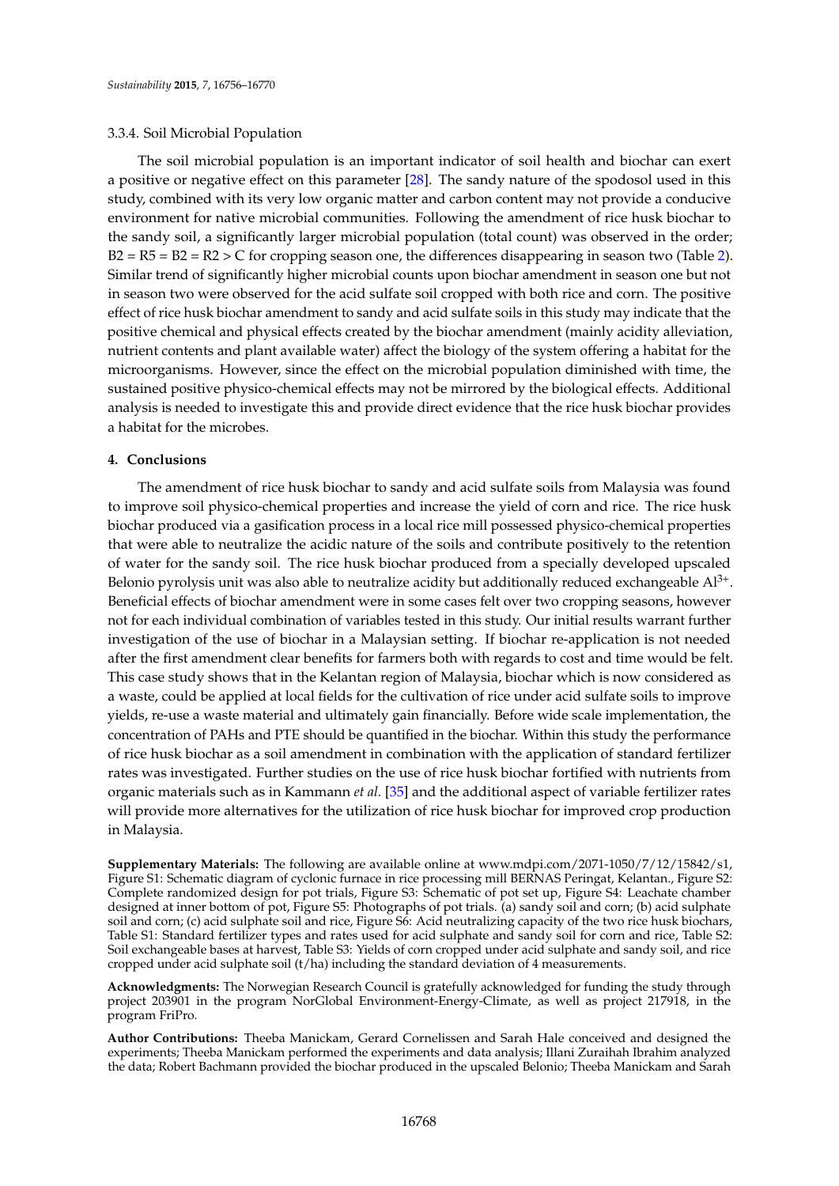### 3.3.4. Soil Microbial Population

The soil microbial population is an important indicator of soil health and biochar can exert a positive or negative effect on this parameter [28]. The sandy nature of the spodosol used in this study, combined with its very low organic matter and carbon content may not provide a conducive environment for native microbial communities. Following the amendment of rice husk biochar to the sandy soil, a significantly larger microbial population (total count) was observed in the order; B2 = R5 = B2 = R2 > C for cropping season one, the differences disappearing in season two (Table 2). Similar trend of significantly higher microbial counts upon biochar amendment in season one but not in season two were observed for the acid sulfate soil cropped with both rice and corn. The positive effect of rice husk biochar amendment to sandy and acid sulfate soils in this study may indicate that the positive chemical and physical effects created by the biochar amendment (mainly acidity alleviation, nutrient contents and plant available water) affect the biology of the system offering a habitat for the microorganisms. However, since the effect on the microbial population diminished with time, the sustained positive physico-chemical effects may not be mirrored by the biological effects. Additional analysis is needed to investigate this and provide direct evidence that the rice husk biochar provides a habitat for the microbes.

## 4. Conclusions

The amendment of rice husk biochar to sandy and acid sulfate soils from Malaysia was found to improve soil physico-chemical properties and increase the yield of corn and rice. The rice husk biochar produced via a gasification process in a local rice mill possessed physico-chemical properties that were able to neutralize the acidic nature of the soils and contribute positively to the retention of water for the sandy soil. The rice husk biochar produced from a specially developed upscaled Belonio pyrolysis unit was also able to neutralize acidity but additionally reduced exchangeable $Al^{3+}$. Beneficial effects of biochar amendment were in some cases felt over two cropping seasons, however not for each individual combination of variables tested in this study. Our initial results warrant further investigation of the use of biochar in a Malaysian setting. If biochar re-application is not needed after the first amendment clear benefits for farmers both with regards to cost and time would be felt. This case study shows that in the Kelantan region of Malaysia, biochar which is now considered as a waste, could be applied at local fields for the cultivation of rice under acid sulfate soils to improve yields, re-use a waste material and ultimately gain financially. Before wide scale implementation, the concentration of PAHs and PTE should be quantified in the biochar. Within this study the performance of rice husk biochar as a soil amendment in combination with the application of standard fertilizer rates was investigated. Further studies on the use of rice husk biochar fortified with nutrients from organic materials such as in Kammann *et al.* [35] and the additional aspect of variable fertilizer rates will provide more alternatives for the utilization of rice husk biochar for improved crop production in Malaysia.

**Supplementary Materials:** The following are available online at www.mdpi.com/2071-1050/7/12/15842/s1, Figure S1: Schematic diagram of cyclonic furnace in rice processing mill BERNAS Peringat, Kelantan., Figure S2: Complete randomized design for pot trials, Figure S3: Schematic of pot set up, Figure S4: Leachate chamber designed at inner bottom of pot, Figure S5: Photographs of pot trials. (a) sandy soil and corn; (b) acid sulphate soil and corn; (c) acid sulphate soil and rice, Figure S6: Acid neutralizing capacity of the two rice husk biochars, Table S1: Standard fertilizer types and rates used for acid sulphate and sandy soil for corn and rice, Table S2: Soil exchangeable bases at harvest, Table S3: Yields of corn cropped under acid sulphate and sandy soil, and rice cropped under acid sulphate soil (t/ha) including the standard deviation of 4 measurements.

**Acknowledgments:** The Norwegian Research Council is gratefully acknowledged for funding the study through project 203901 in the program NorGlobal Environment-Energy-Climate, as well as project 217918, in the program FriPro.

**Author Contributions:** Theeba Manickam, Gerard Cornelissen and Sarah Hale conceived and designed the experiments; Theeba Manickam performed the experiments and data analysis; Illani Zuraihah Ibrahim analyzed the data; Robert Bachmann provided the biochar produced in the upscaled Belonio; Theeba Manickam and Sarah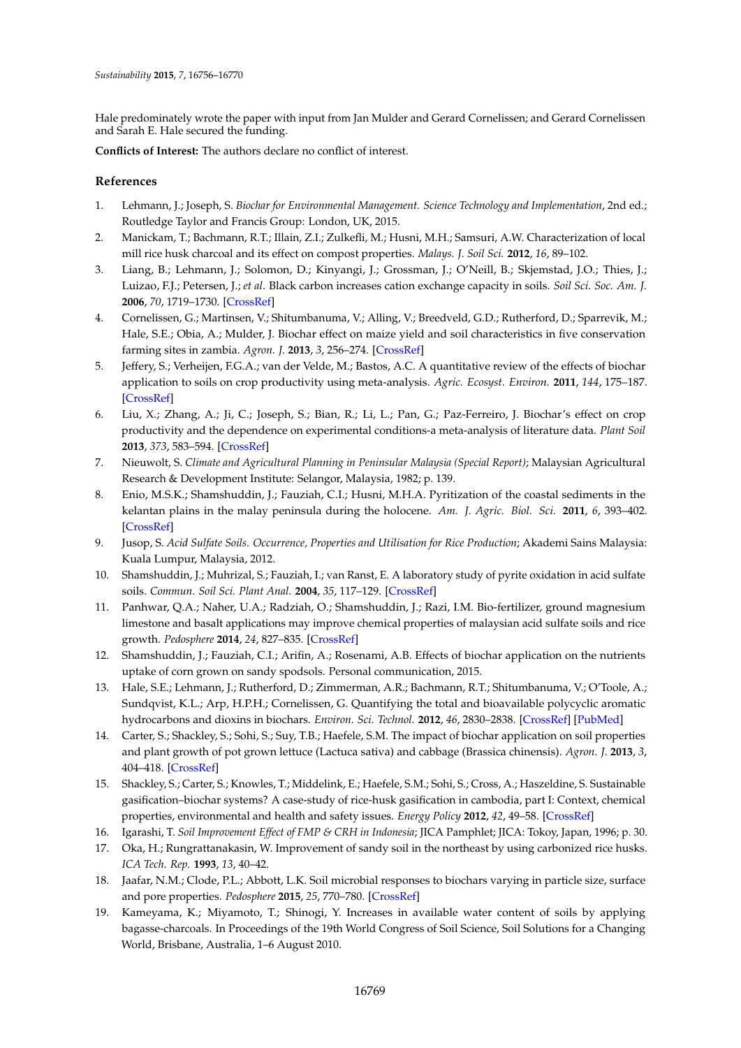Hale predominately wrote the paper with input from Jan Mulder and Gerard Cornelissen; and Gerard Cornelissen and Sarah E. Hale secured the funding.

**Conflicts of Interest:** The authors declare no conflict of interest.

## References

1. Lehmann, J.; Joseph, S. *Biochar for Environmental Management. Science Technology and Implementation*, 2nd ed.; Routledge Taylor and Francis Group: London, UK, 2015.
2. Manickam, T.; Bachmann, R.T.; Illain, Z.I.; Zulkefli, M.; Husni, M.H.; Samsuri, A.W. Characterization of local mill rice husk charcoal and its effect on compost properties. *Malays. J. Soil Sci.* **2012**, *16*, 89–102.
3. Liang, B.; Lehmann, J.; Solomon, D.; Kinyangi, J.; Grossman, J.; O'Neill, B.; Skjemstad, J.O.; Thies, J.; Luizao, F.J.; Petersen, J.; *et al*. Black carbon increases cation exchange capacity in soils. *Soil Sci. Soc. Am. J.* **2006**, *70*, 1719–1730. [CrossRef]
4. Cornelissen, G.; Martinsen, V.; Shitumbanuma, V.; Alling, V.; Breedveld, G.D.; Rutherford, D.; Sparrevik, M.; Hale, S.E.; Obia, A.; Mulder, J. Biochar effect on maize yield and soil characteristics in five conservation farming sites in zambia. *Agron. J.* **2013**, *3*, 256–274. [CrossRef]
5. Jeffery, S.; Verheijen, F.G.A.; van der Velde, M.; Bastos, A.C. A quantitative review of the effects of biochar application to soils on crop productivity using meta-analysis. *Agric. Ecosyst. Environ.* **2011**, *144*, 175–187. [CrossRef]
6. Liu, X.; Zhang, A.; Ji, C.; Joseph, S.; Bian, R.; Li, L.; Pan, G.; Paz-Ferreiro, J. Biochar's effect on crop productivity and the dependence on experimental conditions-a meta-analysis of literature data. *Plant Soil* **2013**, *373*, 583–594. [CrossRef]
7. Nieuwolt, S. *Climate and Agricultural Planning in Peninsular Malaysia (Special Report)*; Malaysian Agricultural Research & Development Institute: Selangor, Malaysia, 1982; p. 139.
8. Enio, M.S.K.; Shamshuddin, J.; Fauziah, C.I.; Husni, M.H.A. Pyritization of the coastal sediments in the kelantan plains in the malay peninsula during the holocene. *Am. J. Agric. Biol. Sci.* **2011**, *6*, 393–402. [CrossRef]
9. Jusop, S. *Acid Sulfate Soils. Occurrence, Properties and Utilisation for Rice Production*; Akademi Sains Malaysia: Kuala Lumpur, Malaysia, 2012.
10. Shamshuddin, J.; Muhrizal, S.; Fauziah, I.; van Ranst, E. A laboratory study of pyrite oxidation in acid sulfate soils. *Commun. Soil Sci. Plant Anal.* **2004**, *35*, 117–129. [CrossRef]
11. Panhwar, Q.A.; Naher, U.A.; Radziah, O.; Shamshuddin, J.; Razi, I.M. Bio-fertilizer, ground magnesium limestone and basalt applications may improve chemical properties of malaysian acid sulfate soils and rice growth. *Pedosphere* **2014**, *24*, 827–835. [CrossRef]
12. Shamshuddin, J.; Fauziah, C.I.; Arifin, A.; Rosenami, A.B. Effects of biochar application on the nutrients uptake of corn grown on sandy spodsols. Personal communication, 2015.
13. Hale, S.E.; Lehmann, J.; Rutherford, D.; Zimmerman, A.R.; Bachmann, R.T.; Shitumbanuma, V.; O'Toole, A.; Sundqvist, K.L.; Arp, H.P.H.; Cornelissen, G. Quantifying the total and bioavailable polycyclic aromatic hydrocarbons and dioxins in biochars. *Environ. Sci. Technol.* **2012**, *46*, 2830–2838. [CrossRef] [PubMed]
14. Carter, S.; Shackley, S.; Sohi, S.; Suy, T.B.; Haefele, S.M. The impact of biochar application on soil properties and plant growth of pot grown lettuce (Lactuca sativa) and cabbage (Brassica chinensis). *Agron. J.* **2013**, *3*, 404–418. [CrossRef]
15. Shackley, S.; Carter, S.; Knowles, T.; Middelink, E.; Haefele, S.M.; Sohi, S.; Cross, A.; Haszeldine, S. Sustainable gasification–biochar systems? A case-study of rice-husk gasification in cambodia, part I: Context, chemical properties, environmental and health and safety issues. *Energy Policy* **2012**, *42*, 49–58. [CrossRef]
16. Igarashi, T. *Soil Improvement Effect of FMP & CRH in Indonesia*; JICA Pamphlet; JICA: Tokoy, Japan, 1996; p. 30.
17. Oka, H.; Rungrattanakasin, W. Improvement of sandy soil in the northeast by using carbonized rice husks. *ICA Tech. Rep.* **1993**, *13*, 40–42.
18. Jaafar, N.M.; Clode, P.L.; Abbott, L.K. Soil microbial responses to biochars varying in particle size, surface and pore properties. *Pedosphere* **2015**, *25*, 770–780. [CrossRef]
19. Kameyama, K.; Miyamoto, T.; Shinogi, Y. Increases in available water content of soils by applying bagasse-charcoals. In Proceedings of the 19th World Congress of Soil Science, Soil Solutions for a Changing World, Brisbane, Australia, 1–6 August 2010.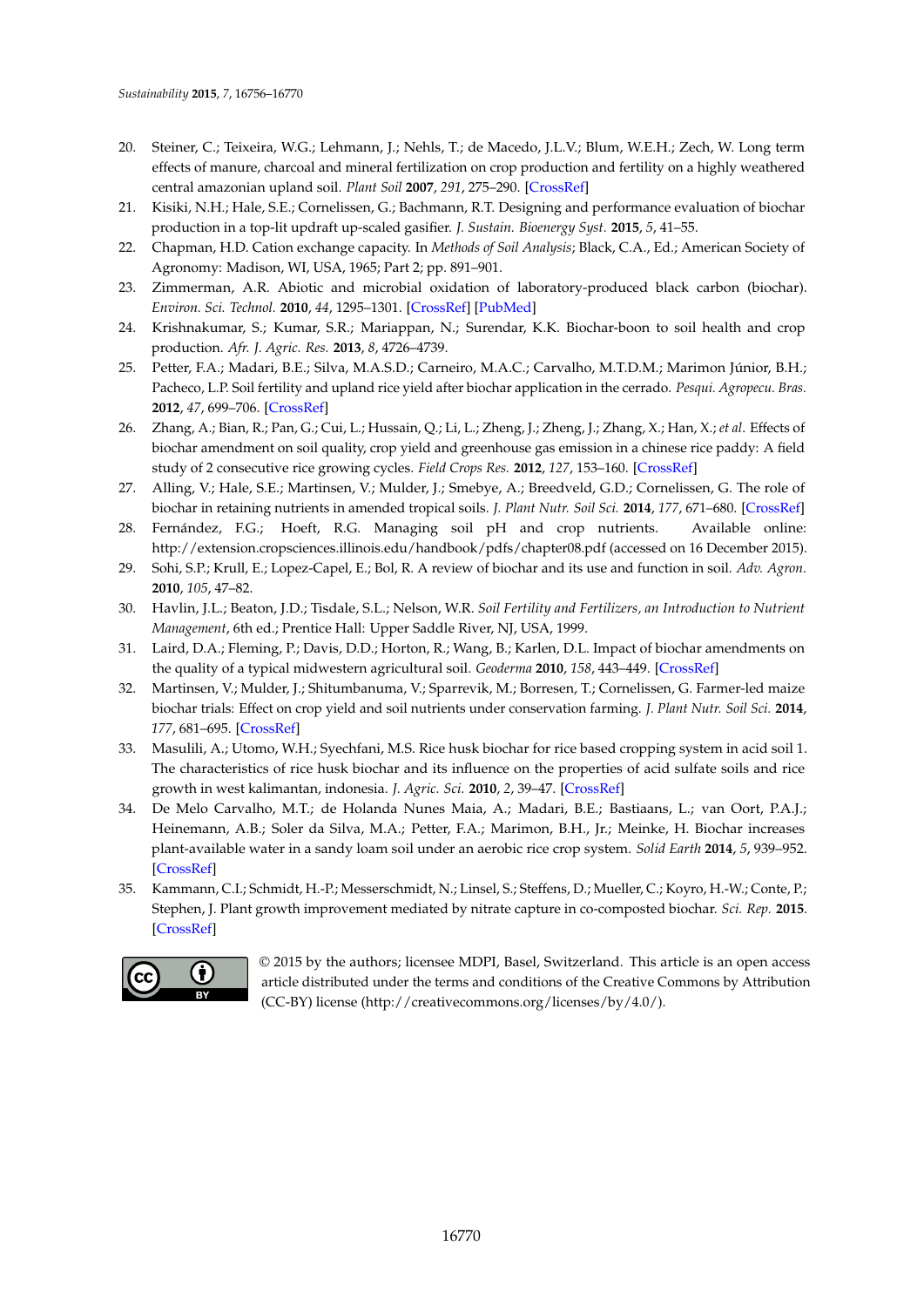20. Steiner, C.; Teixeira, W.G.; Lehmann, J.; Nehls, T.; de Macedo, J.L.V.; Blum, W.E.H.; Zech, W. Long term effects of manure, charcoal and mineral fertilization on crop production and fertility on a highly weathered central amazonian upland soil. *Plant Soil* **2007**, *291*, 275–290. [CrossRef]
21. Kisiki, N.H.; Hale, S.E.; Cornelissen, G.; Bachmann, R.T. Designing and performance evaluation of biochar production in a top-lit updraft up-scaled gasifier. *J. Sustain. Bioenergy Syst.* **2015**, *5*, 41–55.
22. Chapman, H.D. Cation exchange capacity. In *Methods of Soil Analysis*; Black, C.A., Ed.; American Society of Agronomy: Madison, WI, USA, 1965; Part 2; pp. 891–901.
23. Zimmerman, A.R. Abiotic and microbial oxidation of laboratory-produced black carbon (biochar). *Environ. Sci. Technol.* **2010**, *44*, 1295–1301. [CrossRef] [PubMed]
24. Krishnakumar, S.; Kumar, S.R.; Mariappan, N.; Surendar, K.K. Biochar-boon to soil health and crop production. *Afr. J. Agric. Res.* **2013**, *8*, 4726–4739.
25. Petter, F.A.; Madari, B.E.; Silva, M.A.S.D.; Carneiro, M.A.C.; Carvalho, M.T.D.M.; Marimon Júnior, B.H.; Pacheco, L.P. Soil fertility and upland rice yield after biochar application in the cerrado. *Pesqui. Agropecu. Bras.* **2012**, *47*, 699–706. [CrossRef]
26. Zhang, A.; Bian, R.; Pan, G.; Cui, L.; Hussain, Q.; Li, L.; Zheng, J.; Zheng, J.; Zhang, X.; Han, X.; *et al.* Effects of biochar amendment on soil quality, crop yield and greenhouse gas emission in a chinese rice paddy: A field study of 2 consecutive rice growing cycles. *Field Crops Res.* **2012**, *127*, 153–160. [CrossRef]
27. Alling, V.; Hale, S.E.; Martinsen, V.; Mulder, J.; Smebye, A.; Breedveld, G.D.; Cornelissen, G. The role of biochar in retaining nutrients in amended tropical soils. *J. Plant Nutr. Soil Sci.* **2014**, *177*, 671–680. [CrossRef]
28. Fernández, F.G.; Hoeft, R.G. Managing soil pH and crop nutrients. Available online: http://extension.cropsciences.illinois.edu/handbook/pdfs/chapter08.pdf (accessed on 16 December 2015).
29. Sohi, S.P.; Krull, E.; Lopez-Capel, E.; Bol, R. A review of biochar and its use and function in soil. *Adv. Agron.* **2010**, *105*, 47–82.
30. Havlin, J.L.; Beaton, J.D.; Tisdale, S.L.; Nelson, W.R. *Soil Fertility and Fertilizers, an Introduction to Nutrient Management*, 6th ed.; Prentice Hall: Upper Saddle River, NJ, USA, 1999.
31. Laird, D.A.; Fleming, P.; Davis, D.D.; Horton, R.; Wang, B.; Karlen, D.L. Impact of biochar amendments on the quality of a typical midwestern agricultural soil. *Geoderma* **2010**, *158*, 443–449. [CrossRef]
32. Martinsen, V.; Mulder, J.; Shitumbanuma, V.; Sparrevik, M.; Borresen, T.; Cornelissen, G. Farmer-led maize biochar trials: Effect on crop yield and soil nutrients under conservation farming. *J. Plant Nutr. Soil Sci.* **2014**, *177*, 681–695. [CrossRef]
33. Masulili, A.; Utomo, W.H.; Syechfani, M.S. Rice husk biochar for rice based cropping system in acid soil 1. The characteristics of rice husk biochar and its influence on the properties of acid sulfate soils and rice growth in west kalimantan, indonesia. *J. Agric. Sci.* **2010**, *2*, 39–47. [CrossRef]
34. De Melo Carvalho, M.T.; de Holanda Nunes Maia, A.; Madari, B.E.; Bastiaans, L.; van Oort, P.A.J.; Heinemann, A.B.; Soler da Silva, M.A.; Petter, F.A.; Marimon, B.H., Jr.; Meinke, H. Biochar increases plant-available water in a sandy loam soil under an aerobic rice crop system. *Solid Earth* **2014**, *5*, 939–952. [CrossRef]
35. Kammann, C.I.; Schmidt, H.-P.; Messerschmidt, N.; Linsel, S.; Steffens, D.; Mueller, C.; Koyro, H.-W.; Conte, P.; Stephen, J. Plant growth improvement mediated by nitrate capture in co-composted biochar. *Sci. Rep.* **2015**. [CrossRef]

© 2015 by the authors; licensee MDPI, Basel, Switzerland. This article is an open access article distributed under the terms and conditions of the Creative Commons by Attribution (CC-BY) license (http://creativecommons.org/licenses/by/4.0/).